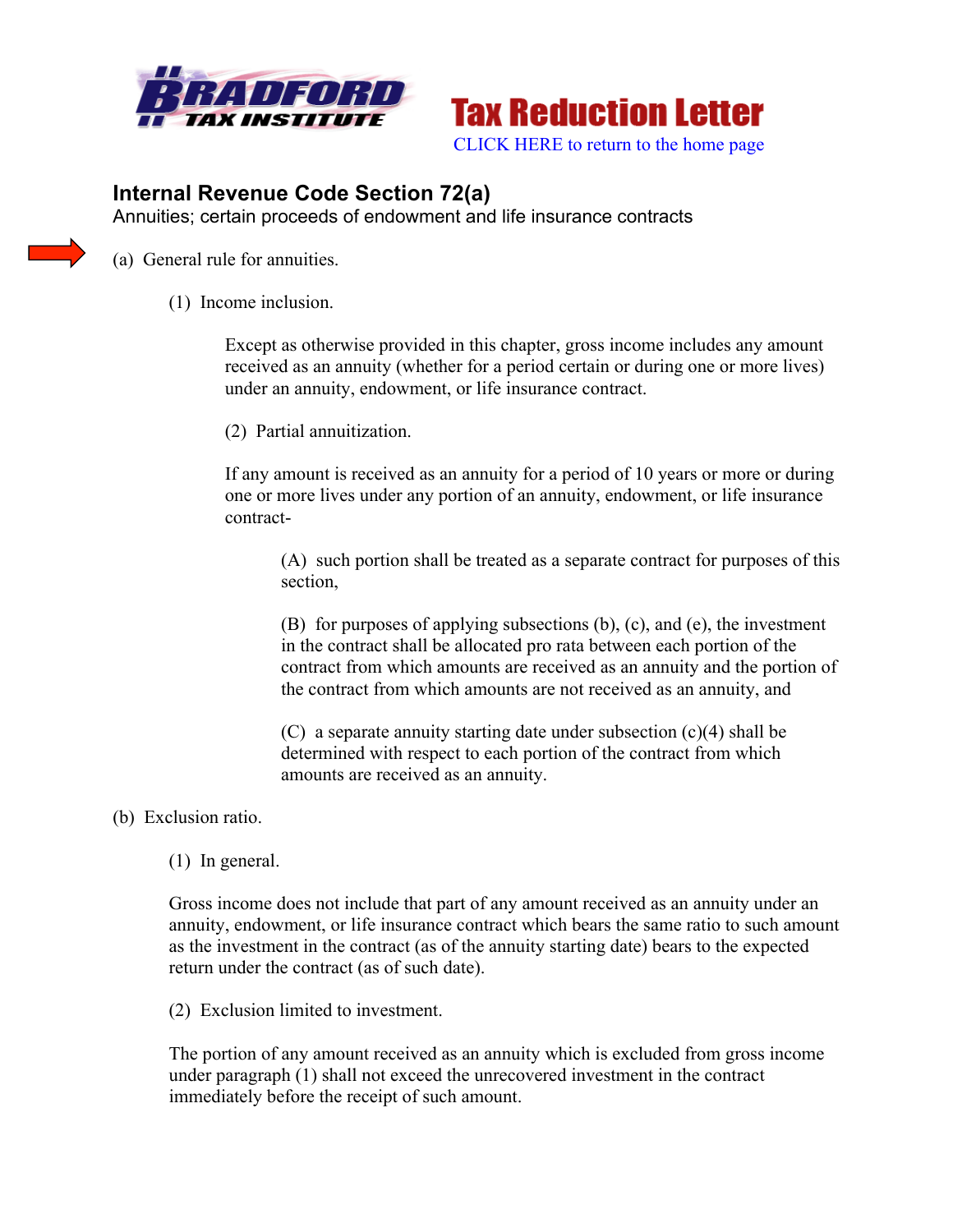# Tax Reduction Letter

CLICK HERE to return to the home page

## Internal Revenue Code Section 72(a)

Annuities; certain proceeds of endowment and life insurance contracts

(a) General rule for annuities.

(1) Income inclusion.

Except as otherwise provided in this chapter, gross income includes any amount received as an annuity (whether for a period certain or during one or more lives) under an annuity, endowment, or life insurance contract.

(2) Partial annuitization.

If any amount is received as an annuity for a period of 10 years or more or during one or more lives under any portion of an annuity, endowment, or life insurance contract-

(A) such portion shall be treated as a separate contract for purposes of this section,

(B) for purposes of applying subsections (b), (c), and (e), the investment in the contract shall be allocated pro rata between each portion of the contract from which amounts are received as an annuity and the portion of the contract from which amounts are not received as an annuity, and

(C) a separate annuity starting date under subsection (c)(4) shall be determined with respect to each portion of the contract from which amounts are received as an annuity.

(b) Exclusion ratio.

(1) In general.

Gross income does not include that part of any amount received as an annuity under an annuity, endowment, or life insurance contract which bears the same ratio to such amount as the investment in the contract (as of the annuity starting date) bears to the expected return under the contract (as of such date).

(2) Exclusion limited to investment.

The portion of any amount received as an annuity which is excluded from gross income under paragraph (1) shall not exceed the unrecovered investment in the contract immediately before the receipt of such amount.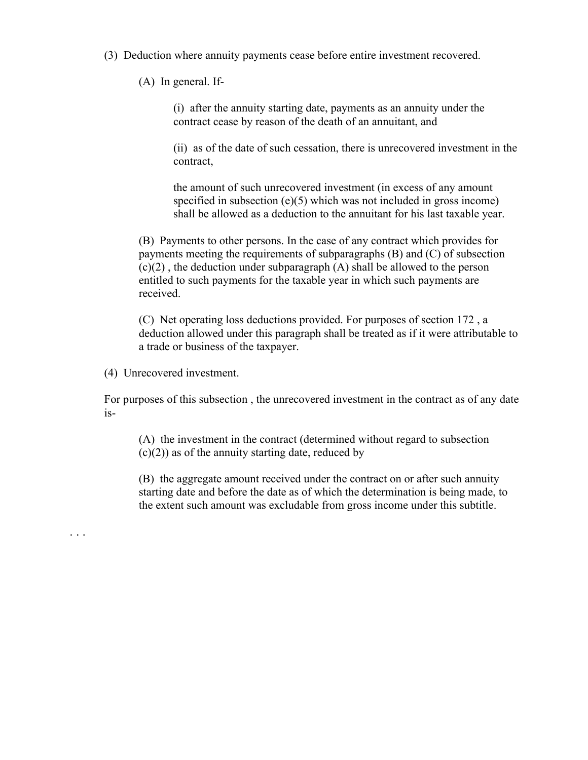(3) Deduction where annuity payments cease before entire investment recovered.

(A) In general. If-

(i) after the annuity starting date, payments as an annuity under the contract cease by reason of the death of an annuitant, and

(ii) as of the date of such cessation, there is unrecovered investment in the contract,

the amount of such unrecovered investment (in excess of any amount specified in subsection (e)(5) which was not included in gross income) shall be allowed as a deduction to the annuitant for his last taxable year.

(B) Payments to other persons. In the case of any contract which provides for payments meeting the requirements of subparagraphs (B) and (C) of subsection (c)(2) , the deduction under subparagraph (A) shall be allowed to the person entitled to such payments for the taxable year in which such payments are received.

(C) Net operating loss deductions provided. For purposes of section 172 , a deduction allowed under this paragraph shall be treated as if it were attributable to a trade or business of the taxpayer.

(4) Unrecovered investment.

For purposes of this subsection , the unrecovered investment in the contract as of any date is-

(A) the investment in the contract (determined without regard to subsection (c)(2)) as of the annuity starting date, reduced by

(B) the aggregate amount received under the contract on or after such annuity starting date and before the date as of which the determination is being made, to the extent such amount was excludable from gross income under this subtitle.

. . .